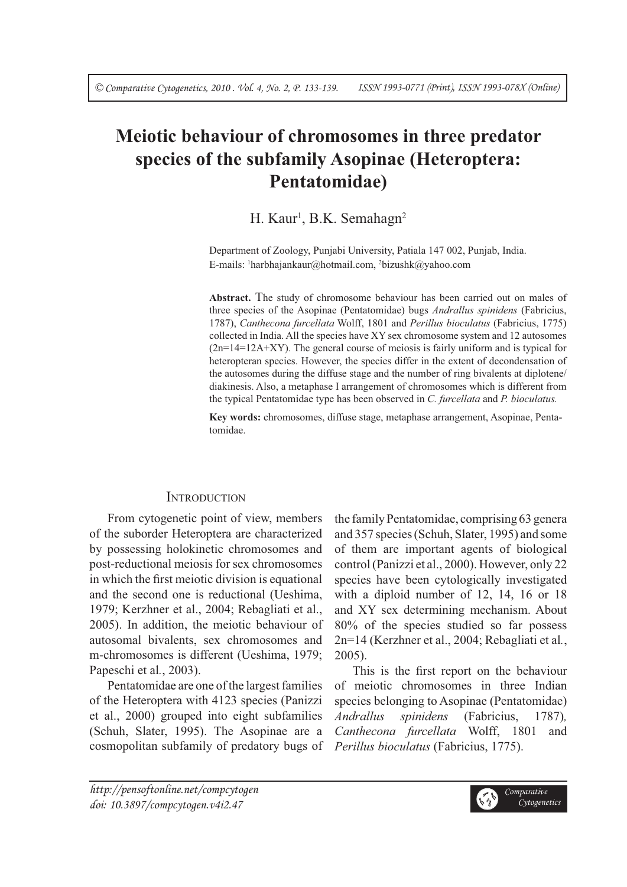# Meiotic behaviour of chromosomes in three predator species of the subfamily Asopinae (Heteroptera: Pentatomidae)

H. Kaur[1], B.K. Semahagn[2]

Department of Zoology, Punjabi University, Patiala 147 002, Punjab, India.
E-mails: [1]harbhajankaur@hotmail.com, [2]bizushk@yahoo.com

**Abstract.** The study of chromosome behaviour has been carried out on males of three species of the Asopinae (Pentatomidae) bugs *Andrallus spinidens* (Fabricius, 1787), *Canthecona furcellata* Wolff, 1801 and *Perillus bioculatus* (Fabricius, 1775) collected in India. All the species have XY sex chromosome system and 12 autosomes (2n=14=12A+XY). The general course of meiosis is fairly uniform and is typical for heteropteran species. However, the species differ in the extent of decondensation of the autosomes during the diffuse stage and the number of ring bivalents at diplotene/diakinesis. Also, a metaphase I arrangement of chromosomes which is different from the typical Pentatomidae type has been observed in *C. furcellata* and *P. bioculatus.*

**Key words:** chromosomes, diffuse stage, metaphase arrangement, Asopinae, Pentatomidae.

## Introduction

From cytogenetic point of view, members of the suborder Heteroptera are characterized by possessing holokinetic chromosomes and post-reductional meiosis for sex chromosomes in which the first meiotic division is equational and the second one is reductional (Ueshima, 1979; Kerzhner et al., 2004; Rebagliati et al., 2005). In addition, the meiotic behaviour of autosomal bivalents, sex chromosomes and m-chromosomes is different (Ueshima, 1979; Papeschi et al., 2003).

Pentatomidae are one of the largest families of the Heteroptera with 4123 species (Panizzi et al., 2000) grouped into eight subfamilies (Schuh, Slater, 1995). The Asopinae are a cosmopolitan subfamily of predatory bugs of the family Pentatomidae, comprising 63 genera and 357 species (Schuh, Slater, 1995) and some of them are important agents of biological control (Panizzi et al., 2000). However, only 22 species have been cytologically investigated with a diploid number of 12, 14, 16 or 18 and XY sex determining mechanism. About 80% of the species studied so far possess 2n=14 (Kerzhner et al., 2004; Rebagliati et al., 2005).

This is the first report on the behaviour of meiotic chromosomes in three Indian species belonging to Asopinae (Pentatomidae) *Andrallus spinidens* (Fabricius, 1787), *Canthecona furcellata* Wolff, 1801 and *Perillus bioculatus* (Fabricius, 1775).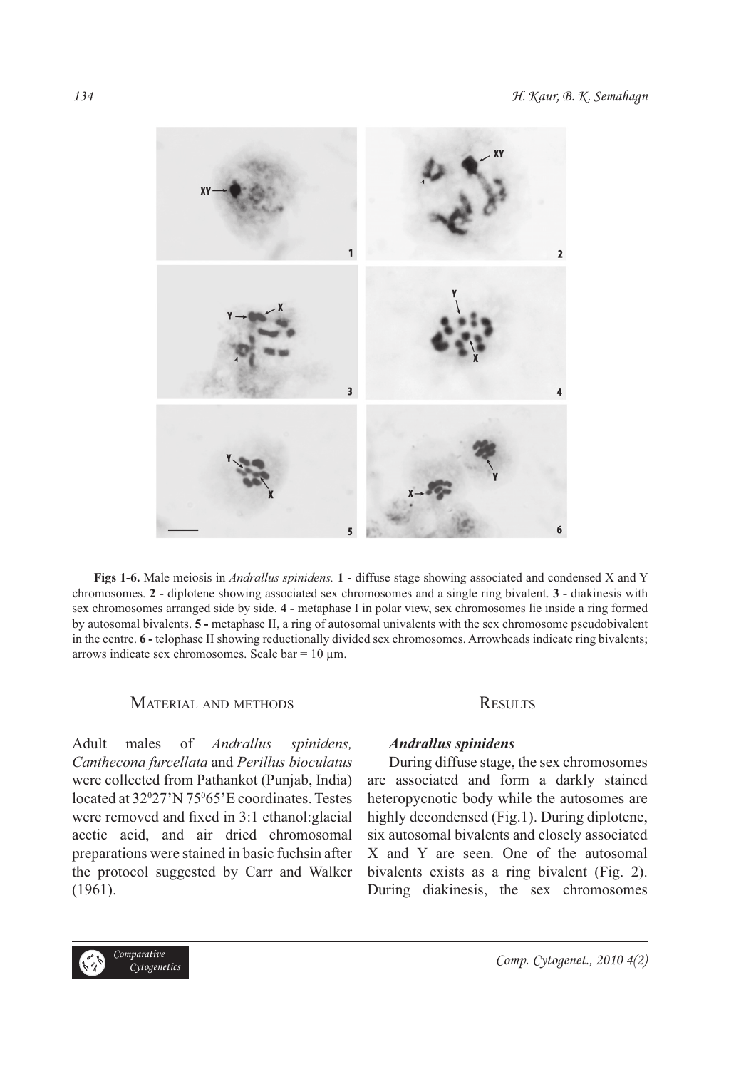**Figs 1-6.** Male meiosis in *Andrallus spinidens.* **1 -** diffuse stage showing associated and condensed X and Y chromosomes. **2 -** diplotene showing associated sex chromosomes and a single ring bivalent. **3 -** diakinesis with sex chromosomes arranged side by side. **4 -** metaphase I in polar view, sex chromosomes lie inside a ring formed by autosomal bivalents. **5 -** metaphase II, a ring of autosomal univalents with the sex chromosome pseudobivalent in the centre. **6 -** telophase II showing reductionally divided sex chromosomes. Arrowheads indicate ring bivalents; arrows indicate sex chromosomes. Scale bar = 10 µm.

## Material and methods

Adult males of *Andrallus spinidens, Canthecona furcellata* and *Perillus bioculatus* were collected from Pathankot (Punjab, India) located at $32^0$27'N $75^0$65'E coordinates. Testes were removed and fixed in 3:1 ethanol:glacial acetic acid, and air dried chromosomal preparations were stained in basic fuchsin after the protocol suggested by Carr and Walker (1961).

## Results

### *Andrallus spinidens*

During diffuse stage, the sex chromosomes are associated and form a darkly stained heteropycnotic body while the autosomes are highly decondensed (Fig.1). During diplotene, six autosomal bivalents and closely associated X and Y are seen. One of the autosomal bivalents exists as a ring bivalent (Fig. 2). During diakinesis, the sex chromosomes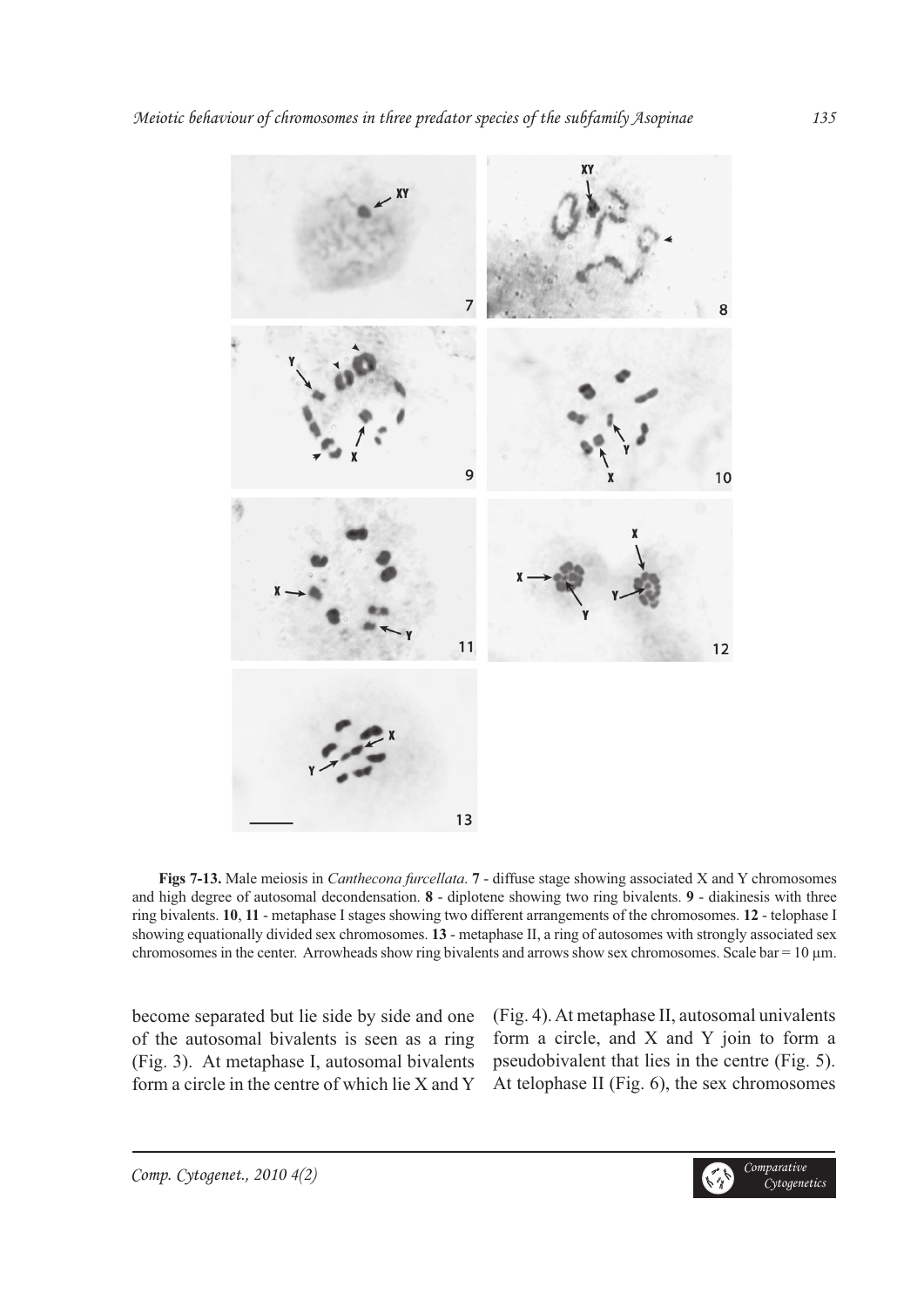**Figs 7-13.** Male meiosis in *Canthecona furcellata*. **7** - diffuse stage showing associated X and Y chromosomes and high degree of autosomal decondensation. **8** - diplotene showing two ring bivalents. **9** - diakinesis with three ring bivalents. **10**, **11** - metaphase I stages showing two different arrangements of the chromosomes. **12** - telophase I showing equationally divided sex chromosomes. **13** - metaphase II, a ring of autosomes with strongly associated sex chromosomes in the center. Arrowheads show ring bivalents and arrows show sex chromosomes. Scale bar = 10 μm.

become separated but lie side by side and one of the autosomal bivalents is seen as a ring (Fig. 3). At metaphase I, autosomal bivalents form a circle in the centre of which lie X and Y (Fig. 4). At metaphase II, autosomal univalents form a circle, and X and Y join to form a pseudobivalent that lies in the centre (Fig. 5). At telophase II (Fig. 6), the sex chromosomes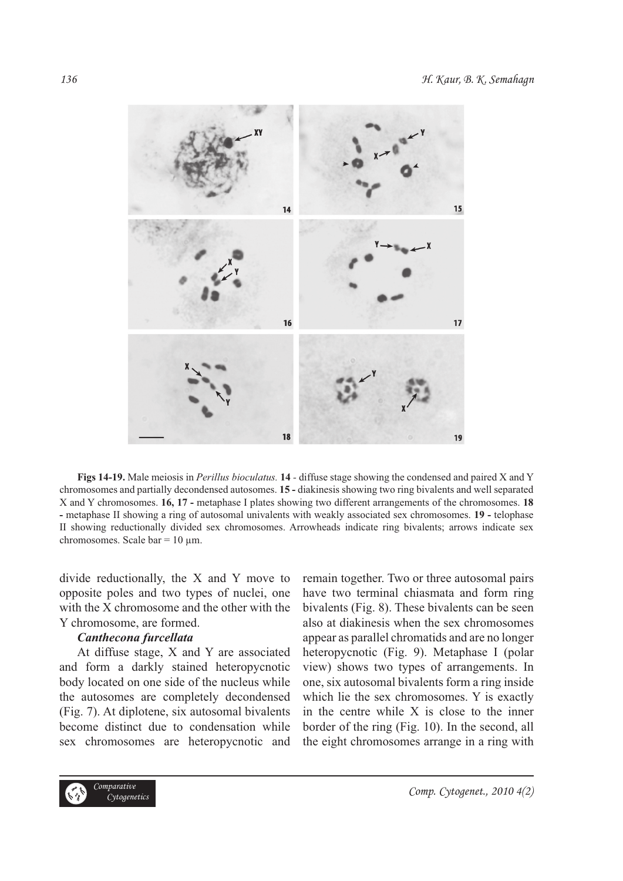**Figs 14-19.** Male meiosis in *Perillus bioculatus.* **14** - diffuse stage showing the condensed and paired X and Y chromosomes and partially decondensed autosomes. **15 -** diakinesis showing two ring bivalents and well separated X and Y chromosomes. **16, 17 -** metaphase I plates showing two different arrangements of the chromosomes. **18 -** metaphase II showing a ring of autosomal univalents with weakly associated sex chromosomes. **19 -** telophase II showing reductionally divided sex chromosomes. Arrowheads indicate ring bivalents; arrows indicate sex chromosomes. Scale bar = 10 µm.

divide reductionally, the X and Y move to opposite poles and two types of nuclei, one with the X chromosome and the other with the Y chromosome, are formed.

***Canthecona furcellata***

At diffuse stage, X and Y are associated and form a darkly stained heteropycnotic body located on one side of the nucleus while the autosomes are completely decondensed (Fig. 7). At diplotene, six autosomal bivalents become distinct due to condensation while sex chromosomes are heteropycnotic and remain together. Two or three autosomal pairs have two terminal chiasmata and form ring bivalents (Fig. 8). These bivalents can be seen also at diakinesis when the sex chromosomes appear as parallel chromatids and are no longer heteropycnotic (Fig. 9). Metaphase I (polar view) shows two types of arrangements. In one, six autosomal bivalents form a ring inside which lie the sex chromosomes. Y is exactly in the centre while X is close to the inner border of the ring (Fig. 10). In the second, all the eight chromosomes arrange in a ring with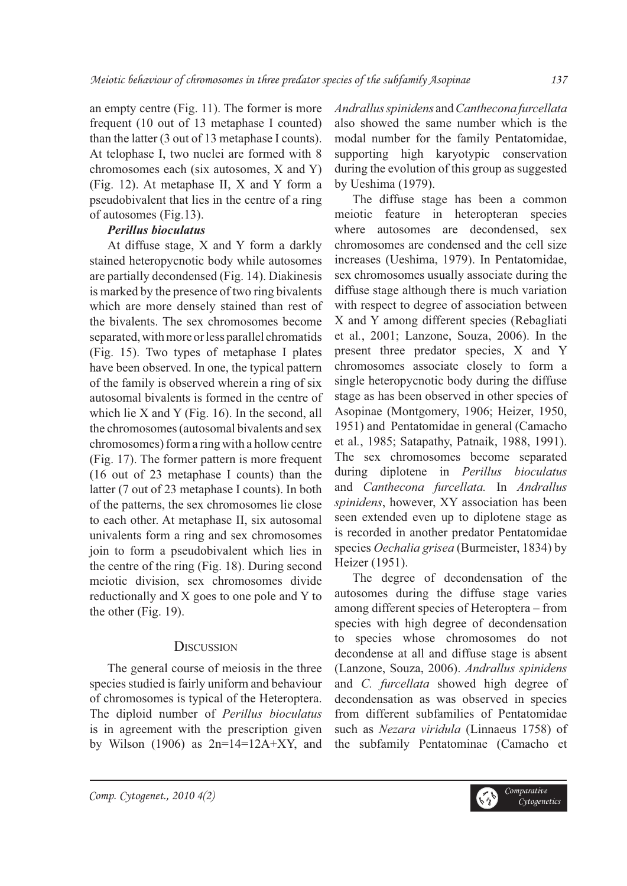an empty centre (Fig. 11). The former is more frequent (10 out of 13 metaphase I counted) than the latter (3 out of 13 metaphase I counts). At telophase I, two nuclei are formed with 8 chromosomes each (six autosomes, X and Y) (Fig. 12). At metaphase II, X and Y form a pseudobivalent that lies in the centre of a ring of autosomes (Fig.13).

### *Perillus bioculatus*

At diffuse stage, X and Y form a darkly stained heteropycnotic body while autosomes are partially decondensed (Fig. 14). Diakinesis is marked by the presence of two ring bivalents which are more densely stained than rest of the bivalents. The sex chromosomes become separated, with more or less parallel chromatids (Fig. 15). Two types of metaphase I plates have been observed. In one, the typical pattern of the family is observed wherein a ring of six autosomal bivalents is formed in the centre of which lie X and Y (Fig. 16). In the second, all the chromosomes (autosomal bivalents and sex chromosomes) form a ring with a hollow centre (Fig. 17). The former pattern is more frequent (16 out of 23 metaphase I counts) than the latter (7 out of 23 metaphase I counts). In both of the patterns, the sex chromosomes lie close to each other. At metaphase II, six autosomal univalents form a ring and sex chromosomes join to form a pseudobivalent which lies in the centre of the ring (Fig. 18). During second meiotic division, sex chromosomes divide reductionally and X goes to one pole and Y to the other (Fig. 19).

## Discussion

The general course of meiosis in the three species studied is fairly uniform and behaviour of chromosomes is typical of the Heteroptera. The diploid number of *Perillus bioculatus* is in agreement with the prescription given by Wilson (1906) as 2n=14=12A+XY, and *Andrallus spinidens* and *Canthecona furcellata* also showed the same number which is the modal number for the family Pentatomidae, supporting high karyotypic conservation during the evolution of this group as suggested by Ueshima (1979).

The diffuse stage has been a common meiotic feature in heteropteran species where autosomes are decondensed, sex chromosomes are condensed and the cell size increases (Ueshima, 1979). In Pentatomidae, sex chromosomes usually associate during the diffuse stage although there is much variation with respect to degree of association between X and Y among different species (Rebagliati et al., 2001; Lanzone, Souza, 2006). In the present three predator species, X and Y chromosomes associate closely to form a single heteropycnotic body during the diffuse stage as has been observed in other species of Asopinae (Montgomery, 1906; Heizer, 1950, 1951) and Pentatomidae in general (Camacho et al., 1985; Satapathy, Patnaik, 1988, 1991). The sex chromosomes become separated during diplotene in *Perillus bioculatus* and *Canthecona furcellata.* In *Andrallus spinidens*, however, XY association has been seen extended even up to diplotene stage as is recorded in another predator Pentatomidae species *Oechalia grisea* (Burmeister, 1834) by Heizer (1951).

The degree of decondensation of the autosomes during the diffuse stage varies among different species of Heteroptera – from species with high degree of decondensation to species whose chromosomes do not decondense at all and diffuse stage is absent (Lanzone, Souza, 2006). *Andrallus spinidens* and *C. furcellata* showed high degree of decondensation as was observed in species from different subfamilies of Pentatomidae such as *Nezara viridula* (Linnaeus 1758) of the subfamily Pentatominae (Camacho et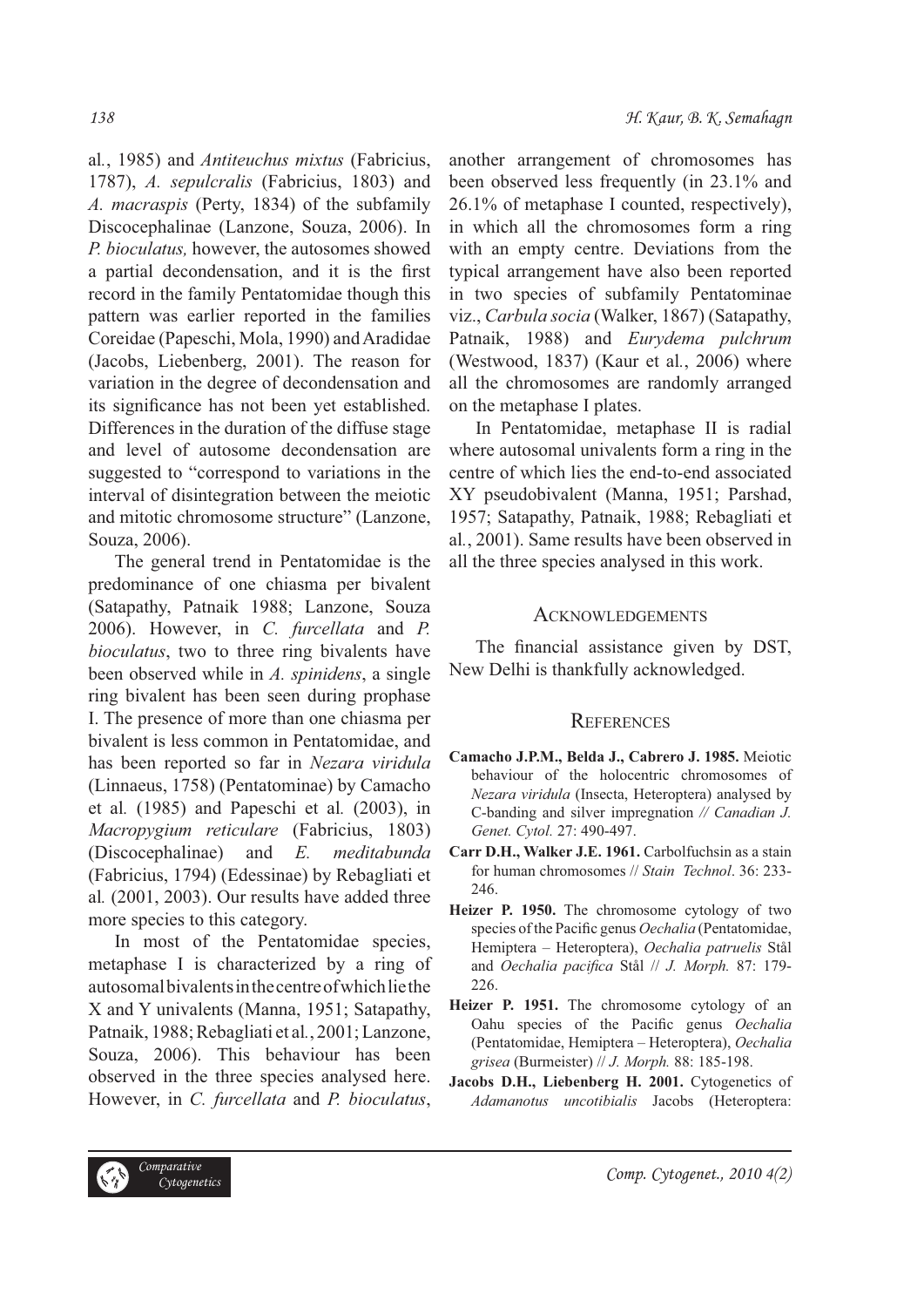al., 1985) and *Antiteuchus mixtus* (Fabricius, 1787), *A. sepulcralis* (Fabricius, 1803) and *A. macraspis* (Perty, 1834) of the subfamily Discocephalinae (Lanzone, Souza, 2006). In *P. bioculatus,* however, the autosomes showed a partial decondensation, and it is the first record in the family Pentatomidae though this pattern was earlier reported in the families Coreidae (Papeschi, Mola, 1990) and Aradidae (Jacobs, Liebenberg, 2001). The reason for variation in the degree of decondensation and its significance has not been yet established. Differences in the duration of the diffuse stage and level of autosome decondensation are suggested to "correspond to variations in the interval of disintegration between the meiotic and mitotic chromosome structure" (Lanzone, Souza, 2006).

The general trend in Pentatomidae is the predominance of one chiasma per bivalent (Satapathy, Patnaik 1988; Lanzone, Souza 2006). However, in *C. furcellata* and *P. bioculatus*, two to three ring bivalents have been observed while in *A. spinidens*, a single ring bivalent has been seen during prophase I. The presence of more than one chiasma per bivalent is less common in Pentatomidae, and has been reported so far in *Nezara viridula* (Linnaeus, 1758) (Pentatominae) by Camacho et al*.* (1985) and Papeschi et al*.* (2003), in *Macropygium reticulare* (Fabricius, 1803) (Discocephalinae) and *E. meditabunda* (Fabricius, 1794) (Edessinae) by Rebagliati et al*.* (2001, 2003). Our results have added three more species to this category.

In most of the Pentatomidae species, metaphase I is characterized by a ring of autosomal bivalents in the centre of which lie the X and Y univalents (Manna, 1951; Satapathy, Patnaik, 1988; Rebagliati et al*.*, 2001; Lanzone, Souza, 2006). This behaviour has been observed in the three species analysed here. However, in *C. furcellata* and *P. bioculatus*, another arrangement of chromosomes has been observed less frequently (in 23.1% and 26.1% of metaphase I counted, respectively), in which all the chromosomes form a ring with an empty centre. Deviations from the typical arrangement have also been reported in two species of subfamily Pentatominae viz., *Carbula socia* (Walker, 1867) (Satapathy, Patnaik, 1988) and *Eurydema pulchrum* (Westwood, 1837) (Kaur et al*.*, 2006) where all the chromosomes are randomly arranged on the metaphase I plates.

In Pentatomidae, metaphase II is radial where autosomal univalents form a ring in the centre of which lies the end-to-end associated XY pseudobivalent (Manna, 1951; Parshad, 1957; Satapathy, Patnaik, 1988; Rebagliati et al*.*, 2001). Same results have been observed in all the three species analysed in this work.

## Acknowledgements

The financial assistance given by DST, New Delhi is thankfully acknowledged.

## References

**Camacho J.P.M., Belda J., Cabrero J. 1985.** Meiotic behaviour of the holocentric chromosomes of *Nezara viridula* (Insecta, Heteroptera) analysed by C-banding and silver impregnation *// Canadian J. Genet. Cytol.* 27: 490-497.

**Carr D.H., Walker J.E. 1961.** Carbolfuchsin as a stain for human chromosomes // *Stain Technol*. 36: 233-246.

**Heizer P. 1950.** The chromosome cytology of two species of the Pacific genus *Oechalia* (Pentatomidae, Hemiptera – Heteroptera), *Oechalia patruelis* Stål and *Oechalia pacifica* Stål // *J. Morph.* 87: 179-226.

**Heizer P. 1951.** The chromosome cytology of an Oahu species of the Pacific genus *Oechalia* (Pentatomidae, Hemiptera – Heteroptera), *Oechalia grisea* (Burmeister) // *J. Morph.* 88: 185-198.

**Jacobs D.H., Liebenberg H. 2001.** Cytogenetics of *Adamanotus uncotibialis* Jacobs (Heteroptera: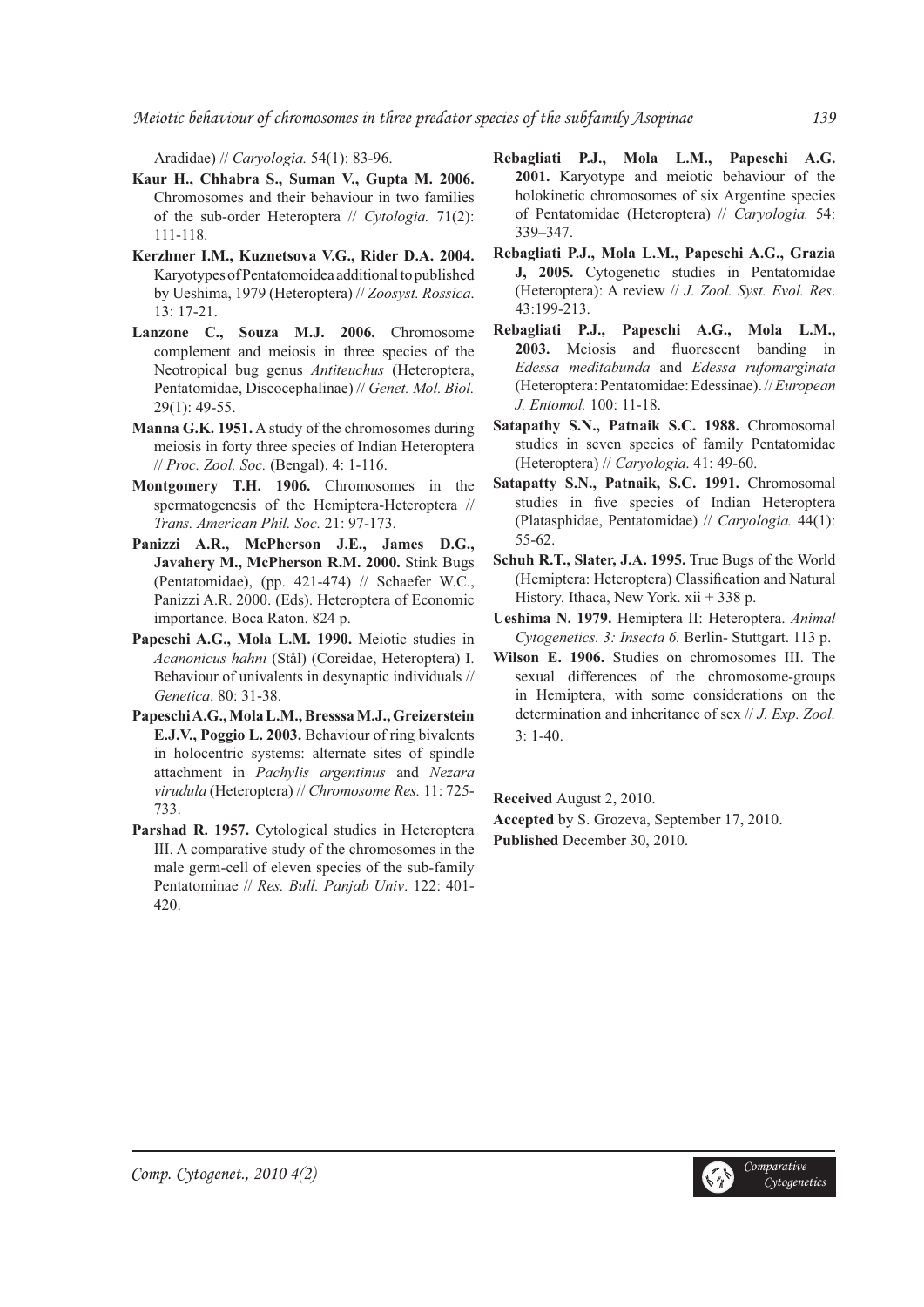Aradidae) // *Caryologia.* 54(1): 83-96.

**Kaur H., Chhabra S., Suman V., Gupta M. 2006.** Chromosomes and their behaviour in two families of the sub-order Heteroptera // *Cytologia.* 71(2): 111-118.

**Kerzhner I.M., Kuznetsova V.G., Rider D.A. 2004.** Karyotypes of Pentatomoidea additional to published by Ueshima, 1979 (Heteroptera) // *Zoosyst. Rossica*. 13: 17-21.

**Lanzone C., Souza M.J. 2006.** Chromosome complement and meiosis in three species of the Neotropical bug genus *Antiteuchus* (Heteroptera, Pentatomidae, Discocephalinae) // *Genet. Mol. Biol.* 29(1): 49-55.

**Manna G.K. 1951.** A study of the chromosomes during meiosis in forty three species of Indian Heteroptera // *Proc. Zool. Soc.* (Bengal). 4: 1-116.

**Montgomery T.H. 1906.** Chromosomes in the spermatogenesis of the Hemiptera-Heteroptera // *Trans. American Phil. Soc.* 21: 97-173.

**Panizzi A.R., McPherson J.E., James D.G., Javahery M., McPherson R.M. 2000.** Stink Bugs (Pentatomidae), (pp. 421-474) // Schaefer W.C., Panizzi A.R. 2000. (Eds). Heteroptera of Economic importance. Boca Raton. 824 p.

**Papeschi A.G., Mola L.M. 1990.** Meiotic studies in *Acanonicus hahni* (Stål) (Coreidae, Heteroptera) I. Behaviour of univalents in desynaptic individuals // *Genetica*. 80: 31-38.

**Papeschi A.G., Mola L.M., Bresssa M.J., Greizerstein E.J.V., Poggio L. 2003.** Behaviour of ring bivalents in holocentric systems: alternate sites of spindle attachment in *Pachylis argentinus* and *Nezara virudula* (Heteroptera) // *Chromosome Res.* 11: 725-733.

**Parshad R. 1957.** Cytological studies in Heteroptera III. A comparative study of the chromosomes in the male germ-cell of eleven species of the sub-family Pentatominae // *Res. Bull. Panjab Univ*. 122: 401-420.

**Rebagliati P.J., Mola L.M., Papeschi A.G. 2001.** Karyotype and meiotic behaviour of the holokinetic chromosomes of six Argentine species of Pentatomidae (Heteroptera) // *Caryologia.* 54: 339–347.

**Rebagliati P.J., Mola L.M., Papeschi A.G., Grazia J, 2005.** Cytogenetic studies in Pentatomidae (Heteroptera): A review // *J. Zool. Syst. Evol. Res*. 43:199-213.

**Rebagliati P.J., Papeschi A.G., Mola L.M., 2003.** Meiosis and fluorescent banding in *Edessa meditabunda* and *Edessa rufomarginata* (Heteroptera: Pentatomidae: Edessinae). // *European J. Entomol.* 100: 11-18.

**Satapathy S.N., Patnaik S.C. 1988.** Chromosomal studies in seven species of family Pentatomidae (Heteroptera) // *Caryologia*. 41: 49-60.

**Satapatty S.N., Patnaik, S.C. 1991.** Chromosomal studies in five species of Indian Heteroptera (Platasphidae, Pentatomidae) // *Caryologia.* 44(1): 55-62.

**Schuh R.T., Slater, J.A. 1995.** True Bugs of the World (Hemiptera: Heteroptera) Classification and Natural History. Ithaca, New York. xii + 338 p.

**Ueshima N. 1979.** Hemiptera II: Heteroptera. *Animal Cytogenetics. 3: Insecta 6.* Berlin- Stuttgart. 113 p.

**Wilson E. 1906.** Studies on chromosomes III. The sexual differences of the chromosome-groups in Hemiptera, with some considerations on the determination and inheritance of sex // *J. Exp. Zool.* 3: 1-40.

**Received** August 2, 2010.
**Accepted** by S. Grozeva, September 17, 2010.
**Published** December 30, 2010.